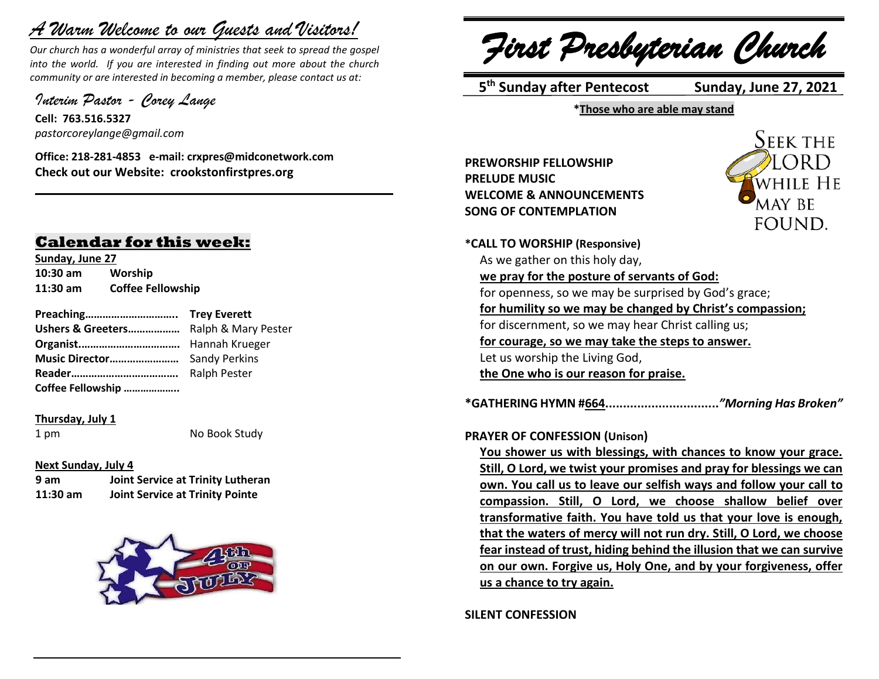# *A Warm Welcome to our Guests and Visitors!*

*Our church has a wonderful array of ministries that seek to spread the gospel into the world. If you are interested in finding out more about the church community or are interested in becoming a member, please contact us at:*

*Interim Pastor - Corey Lange*

**Cell: 763.516.5327**
*pastorcoreylange@gmail.com*

**Office: 218-281-4853 e-mail: crxpres@midconetwork.com**
**Check out our Website: crookstonfirstpres.org**

## Calendar for this week:

**Sunday, June 27**

**10:30 am** **Worship**
**11:30 am** **Coffee Fellowship**

**Preaching…………………………..** **Trey Everett**
**Ushers & Greeters………………** Ralph & Mary Pester
**Organist……………………………..** Hannah Krueger
**Music Director……………………** Sandy Perkins
**Reader……………………………….** Ralph Pester
**Coffee Fellowship ………………..**

**Thursday, July 1**

1 pm No Book Study

**Next Sunday, July 4**

**9 am** **Joint Service at Trinity Lutheran**
**11:30 am** **Joint Service at Trinity Pointe**

# *First Presbyterian Church*

**5th Sunday after Pentecost** **Sunday, June 27, 2021**

***Those who are able may stand**

SEEK THE LORD WHILE HE MAY BE FOUND.

**PREWORSHIP FELLOWSHIP**
**PRELUDE MUSIC**
**WELCOME & ANNOUNCEMENTS**
**SONG OF CONTEMPLATION**

**\*CALL TO WORSHIP (Responsive)**

As we gathered on this holy day,
**we pray for the posture of servants of God:**
for openness, so we may be surprised by God's grace;
**for humility so we may be changed by Christ's compassion;**
for discernment, so we may hear Christ calling us;
**for courage, so we may take the steps to answer.**
Let us worship the Living God,
**the One who is our reason for praise.**

**\*GATHERING HYMN #664................................*"Morning Has Broken"***

**PRAYER OF CONFESSION (Unison)**

**You shower us with blessings, with chances to know your grace. Still, O Lord, we twist your promises and pray for blessings we can own. You call us to leave our selfish ways and follow your call to compassion. Still, O Lord, we choose shallow belief over transformative faith. You have told us that your love is enough, that the waters of mercy will not run dry. Still, O Lord, we choose fear instead of trust, hiding behind the illusion that we can survive on our own. Forgive us, Holy One, and by your forgiveness, offer us a chance to try again.**

**SILENT CONFESSION**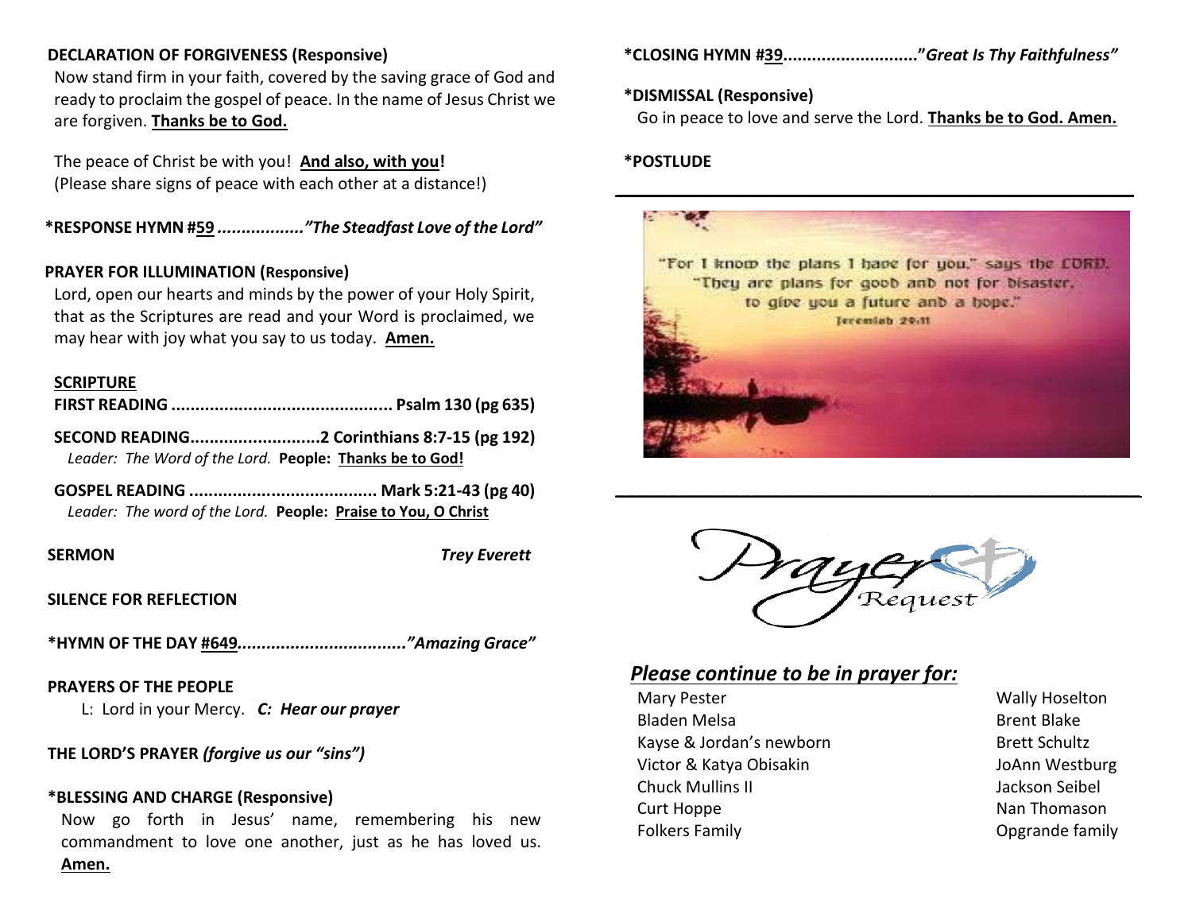**DECLARATION OF FORGIVENESS (Responsive)**

Now stand firm in your faith, covered by the saving grace of God and ready to proclaim the gospel of peace. In the name of Jesus Christ we are forgiven. **Thanks be to God.**

The peace of Christ be with you! **And also, with you!**
(Please share signs of peace with each other at a distance!)

***RESPONSE HYMN #59** ..................*"The Steadfast Love of the Lord"***

**PRAYER FOR ILLUMINATION (Responsive)**

Lord, open our hearts and minds by the power of your Holy Spirit, that as the Scriptures are read and your Word is proclaimed, we may hear with joy what you say to us today. **Amen.**

**SCRIPTURE**

**FIRST READING ............................................. Psalm 130 (pg 635)**

**SECOND READING...........................2 Corinthians 8:7-15 (pg 192)**
*Leader: The Word of the Lord.* **People: Thanks be to God!**

**GOSPEL READING ....................................... Mark 5:21-43 (pg 40)**
*Leader: The word of the Lord.* **People: Praise to You, O Christ**

**SERMON** ***Trey Everett***

**SILENCE FOR REFLECTION**

***HYMN OF THE DAY #649**...................................*"Amazing Grace"***

**PRAYERS OF THE PEOPLE**

L: Lord in your Mercy. ***C: Hear our prayer***

**THE LORD'S PRAYER *(forgive us our "sins")***

***BLESSING AND CHARGE (Responsive)**

Now go forth in Jesus' name, remembering his new commandment to love one another, just as he has loved us. **Amen.**

***CLOSING HYMN #39**............................*"Great Is Thy Faithfulness"***

***DISMISSAL (Responsive)**

Go in peace to love and serve the Lord. **Thanks be to God. Amen.**

***POSTLUDE**

"For I know the plans I have for you," says the LORD. "They are plans for good and not for disaster, to give you a future and a hope." Jeremiah 29:11

Prayer Request

## *Please continue to be in prayer for:*

- Mary Pester
- Bladen Melsa
- Kayse & Jordan's newborn
- Victor & Katya Obisakin
- Chuck Mullins II
- Curt Hoppe
- Folkers Family
- Wally Hoselton
- Brent Blake
- Brett Schultz
- JoAnn Westburg
- Jackson Seibel
- Nan Thomason
- Opgrande family